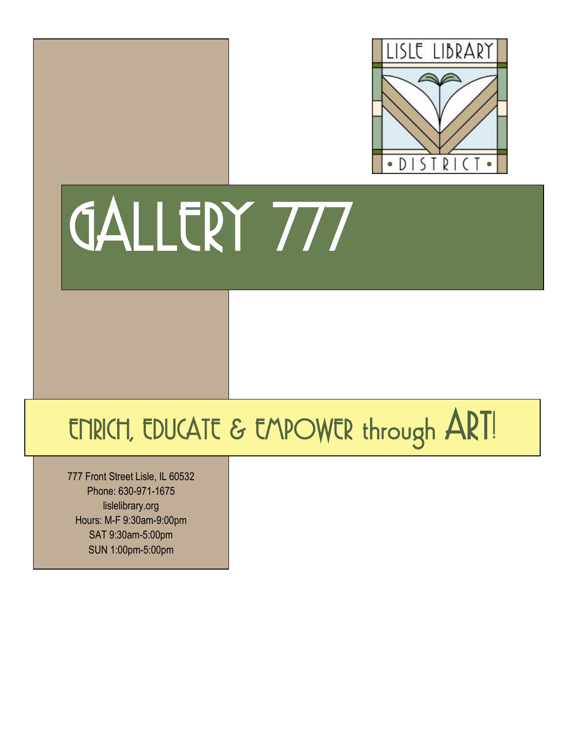LISLE LIBRARY DISTRICT

# GALLERY 777

## ENRICH, EDUCATE & EMPOWER through ART!

777 Front Street Lisle, IL 60532
Phone: 630-971-1675
lislelibrary.org
Hours: M-F 9:30am-9:00pm
SAT 9:30am-5:00pm
SUN 1:00pm-5:00pm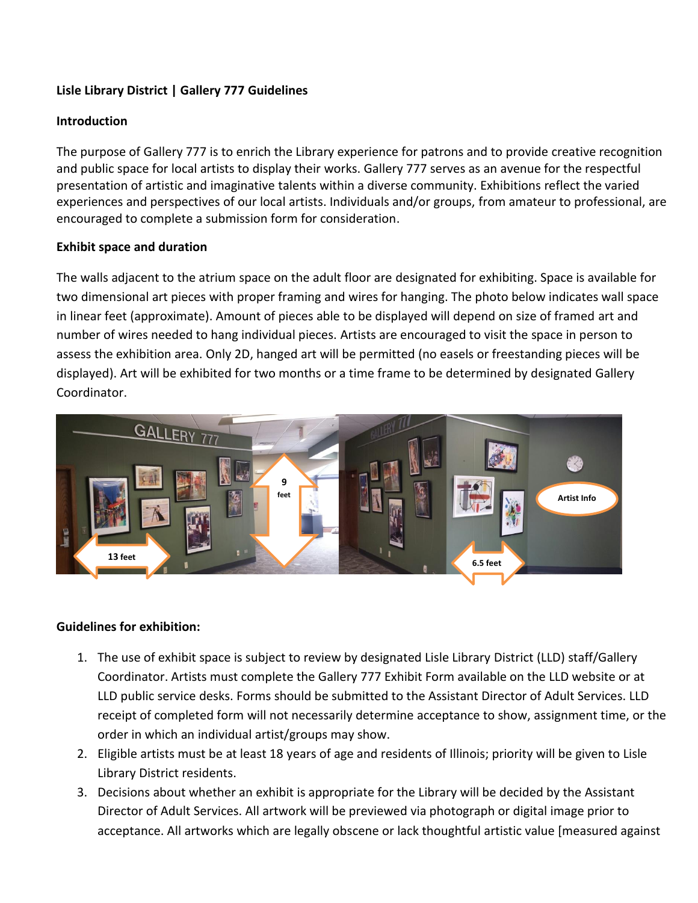**Lisle Library District | Gallery 777 Guidelines**

**Introduction**

The purpose of Gallery 777 is to enrich the Library experience for patrons and to provide creative recognition and public space for local artists to display their works. Gallery 777 serves as an avenue for the respectful presentation of artistic and imaginative talents within a diverse community. Exhibitions reflect the varied experiences and perspectives of our local artists. Individuals and/or groups, from amateur to professional, are encouraged to complete a submission form for consideration.

**Exhibit space and duration**

The walls adjacent to the atrium space on the adult floor are designated for exhibiting. Space is available for two dimensional art pieces with proper framing and wires for hanging. The photo below indicates wall space in linear feet (approximate). Amount of pieces able to be displayed will depend on size of framed art and number of wires needed to hang individual pieces. Artists are encouraged to visit the space in person to assess the exhibition area. Only 2D, hanged art will be permitted (no easels or freestanding pieces will be displayed). Art will be exhibited for two months or a time frame to be determined by designated Gallery Coordinator.

**Guidelines for exhibition:**

1. The use of exhibit space is subject to review by designated Lisle Library District (LLD) staff/Gallery Coordinator. Artists must complete the Gallery 777 Exhibit Form available on the LLD website or at LLD public service desks. Forms should be submitted to the Assistant Director of Adult Services. LLD receipt of completed form will not necessarily determine acceptance to show, assignment time, or the order in which an individual artist/groups may show.
2. Eligible artists must be at least 18 years of age and residents of Illinois; priority will be given to Lisle Library District residents.
3. Decisions about whether an exhibit is appropriate for the Library will be decided by the Assistant Director of Adult Services. All artwork will be previewed via photograph or digital image prior to acceptance. All artworks which are legally obscene or lack thoughtful artistic value [measured against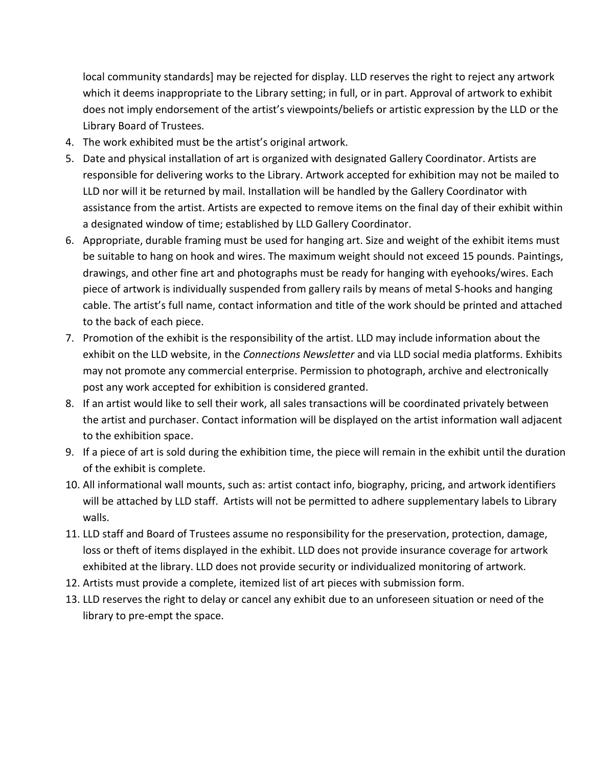local community standards] may be rejected for display. LLD reserves the right to reject any artwork which it deems inappropriate to the Library setting; in full, or in part. Approval of artwork to exhibit does not imply endorsement of the artist's viewpoints/beliefs or artistic expression by the LLD or the Library Board of Trustees.

4. The work exhibited must be the artist's original artwork.
5. Date and physical installation of art is organized with designated Gallery Coordinator. Artists are responsible for delivering works to the Library. Artwork accepted for exhibition may not be mailed to LLD nor will it be returned by mail. Installation will be handled by the Gallery Coordinator with assistance from the artist. Artists are expected to remove items on the final day of their exhibit within a designated window of time; established by LLD Gallery Coordinator.
6. Appropriate, durable framing must be used for hanging art. Size and weight of the exhibit items must be suitable to hang on hook and wires. The maximum weight should not exceed 15 pounds. Paintings, drawings, and other fine art and photographs must be ready for hanging with eyehooks/wires. Each piece of artwork is individually suspended from gallery rails by means of metal S-hooks and hanging cable. The artist's full name, contact information and title of the work should be printed and attached to the back of each piece.
7. Promotion of the exhibit is the responsibility of the artist. LLD may include information about the exhibit on the LLD website, in the *Connections Newsletter* and via LLD social media platforms. Exhibits may not promote any commercial enterprise. Permission to photograph, archive and electronically post any work accepted for exhibition is considered granted.
8. If an artist would like to sell their work, all sales transactions will be coordinated privately between the artist and purchaser. Contact information will be displayed on the artist information wall adjacent to the exhibition space.
9. If a piece of art is sold during the exhibition time, the piece will remain in the exhibit until the duration of the exhibit is complete.
10. All informational wall mounts, such as: artist contact info, biography, pricing, and artwork identifiers will be attached by LLD staff. Artists will not be permitted to adhere supplementary labels to Library walls.
11. LLD staff and Board of Trustees assume no responsibility for the preservation, protection, damage, loss or theft of items displayed in the exhibit. LLD does not provide insurance coverage for artwork exhibited at the library. LLD does not provide security or individualized monitoring of artwork.
12. Artists must provide a complete, itemized list of art pieces with submission form.
13. LLD reserves the right to delay or cancel any exhibit due to an unforeseen situation or need of the library to pre-empt the space.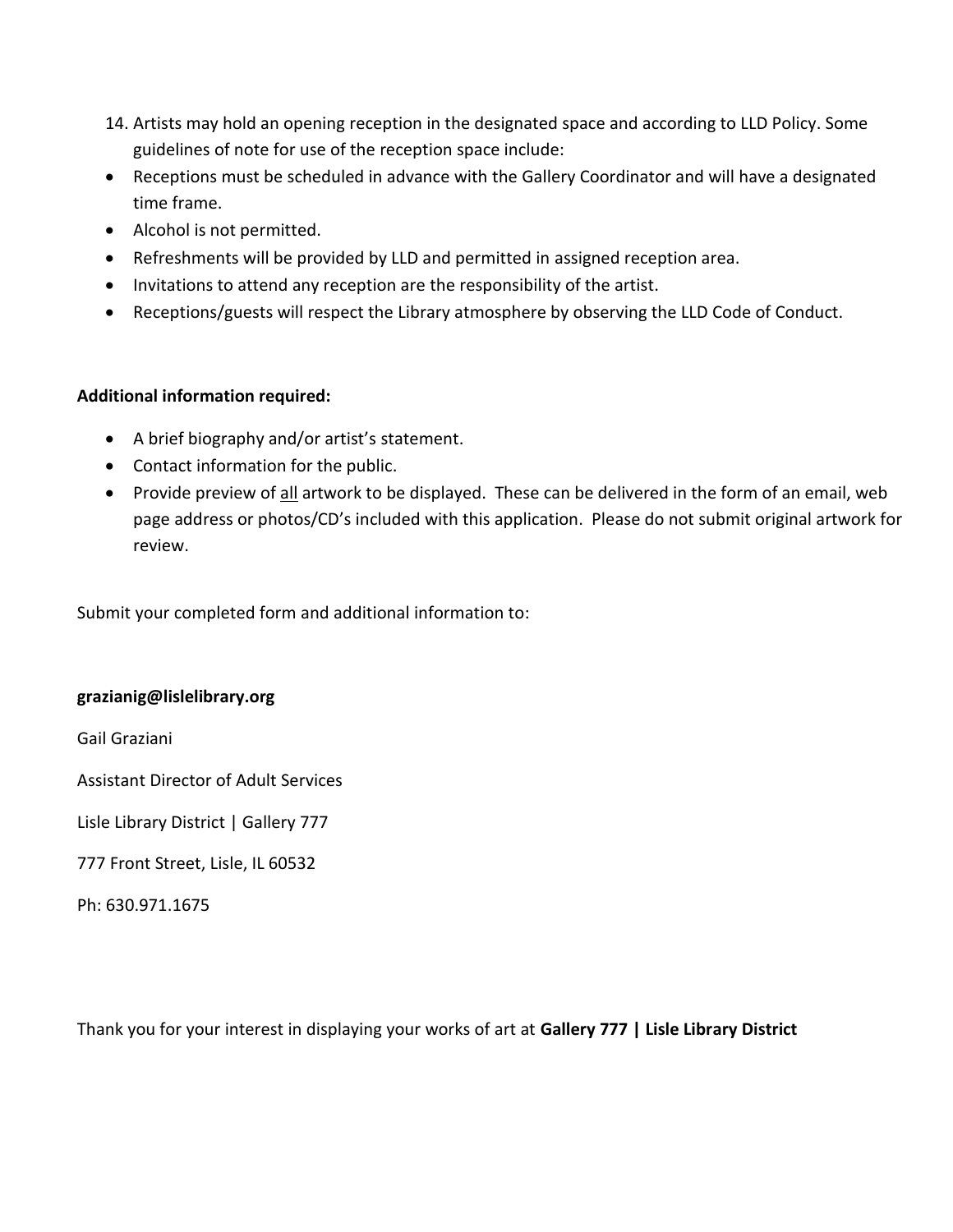14. Artists may hold an opening reception in the designated space and according to LLD Policy. Some guidelines of note for use of the reception space include:

- Receptions must be scheduled in advance with the Gallery Coordinator and will have a designated time frame.
- Alcohol is not permitted.
- Refreshments will be provided by LLD and permitted in assigned reception area.
- Invitations to attend any reception are the responsibility of the artist.
- Receptions/guests will respect the Library atmosphere by observing the LLD Code of Conduct.

**Additional information required:**

- A brief biography and/or artist's statement.
- Contact information for the public.
- Provide preview of <u>all</u> artwork to be displayed. These can be delivered in the form of an email, web page address or photos/CD's included with this application. Please do not submit original artwork for review.

Submit your completed form and additional information to:

**grazianig@lislelibrary.org**

Gail Graziani

Assistant Director of Adult Services

Lisle Library District | Gallery 777

777 Front Street, Lisle, IL 60532

Ph: 630.971.1675

Thank you for your interest in displaying your works of art at **Gallery 777 | Lisle Library District**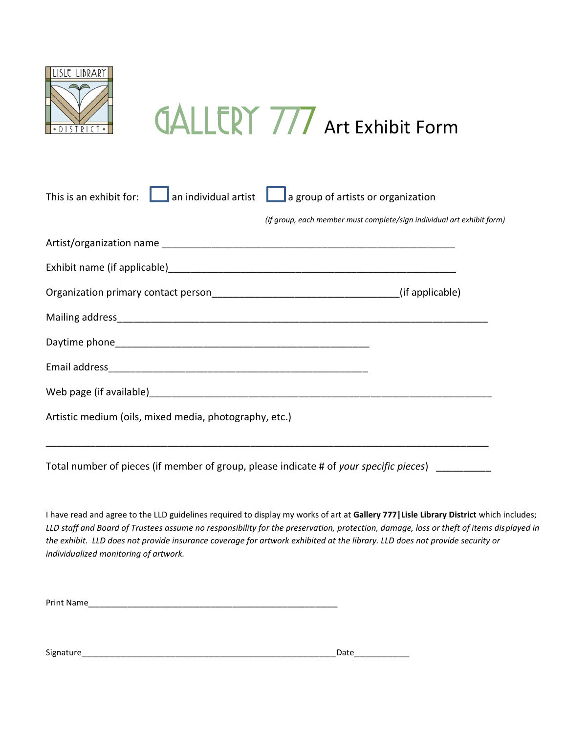# GALLERY 777 Art Exhibit Form

This is an exhibit for: ☐ an individual artist ☐ a group of artists or organization

*(If group, each member must complete/sign individual art exhibit form)*

Artist/organization name ______________________________________________________

Exhibit name (if applicable)______________________________________________________

Organization primary contact person_________________________________(if applicable)

Mailing address________________________________________________________________

Daytime phone_____________________________________________

Email address______________________________________________

Web page (if available)_____________________________________________________________

Artistic medium (oils, mixed media, photography, etc.)

___________________________________________________________________________________

Total number of pieces (if member of group, please indicate # of *your specific pieces*) __________

I have read and agree to the LLD guidelines required to display my works of art at **Gallery 777|Lisle Library District** which includes; *LLD staff and Board of Trustees assume no responsibility for the preservation, protection, damage, loss or theft of items displayed in the exhibit. LLD does not provide insurance coverage for artwork exhibited at the library. LLD does not provide security or individualized monitoring of artwork.*

Print Name_______________________________________________________

Signature_______________________________________________________Date___________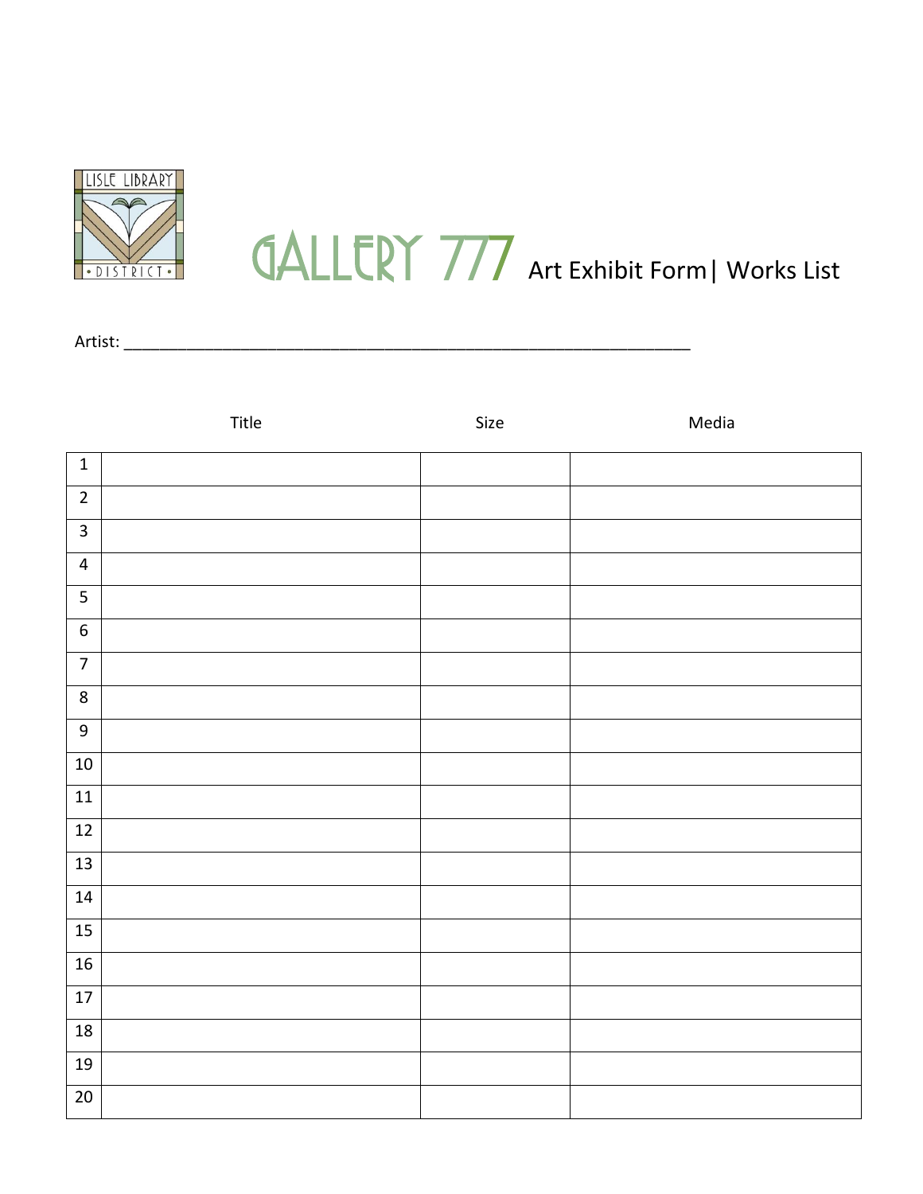LISLE LIBRARY DISTRICT

# GALLERY 777 Art Exhibit Form| Works List

Artist: ___________________________________________________________________

| | Title | Size | Media |
|---|---|---|---|
| 1 | | | |
| 2 | | | |
| 3 | | | |
| 4 | | | |
| 5 | | | |
| 6 | | | |
| 7 | | | |
| 8 | | | |
| 9 | | | |
| 10 | | | |
| 11 | | | |
| 12 | | | |
| 13 | | | |
| 14 | | | |
| 15 | | | |
| 16 | | | |
| 17 | | | |
| 18 | | | |
| 19 | | | |
| 20 | | | |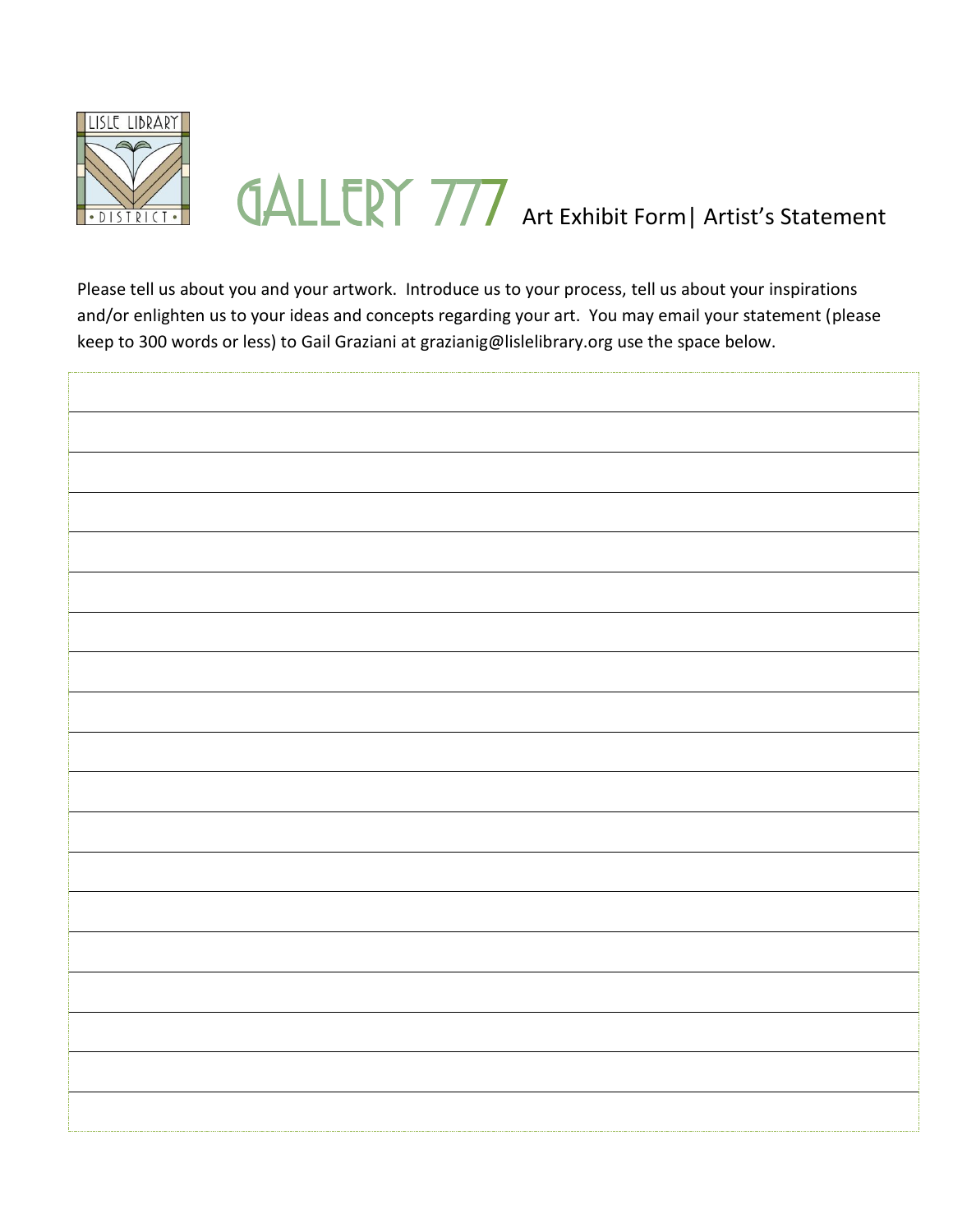LISLE LIBRARY • DISTRICT •

# GALLERY 777 Art Exhibit Form| Artist's Statement

Please tell us about you and your artwork. Introduce us to your process, tell us about your inspirations and/or enlighten us to your ideas and concepts regarding your art. You may email your statement (please keep to 300 words or less) to Gail Graziani at grazianig@lislelibrary.org use the space below.